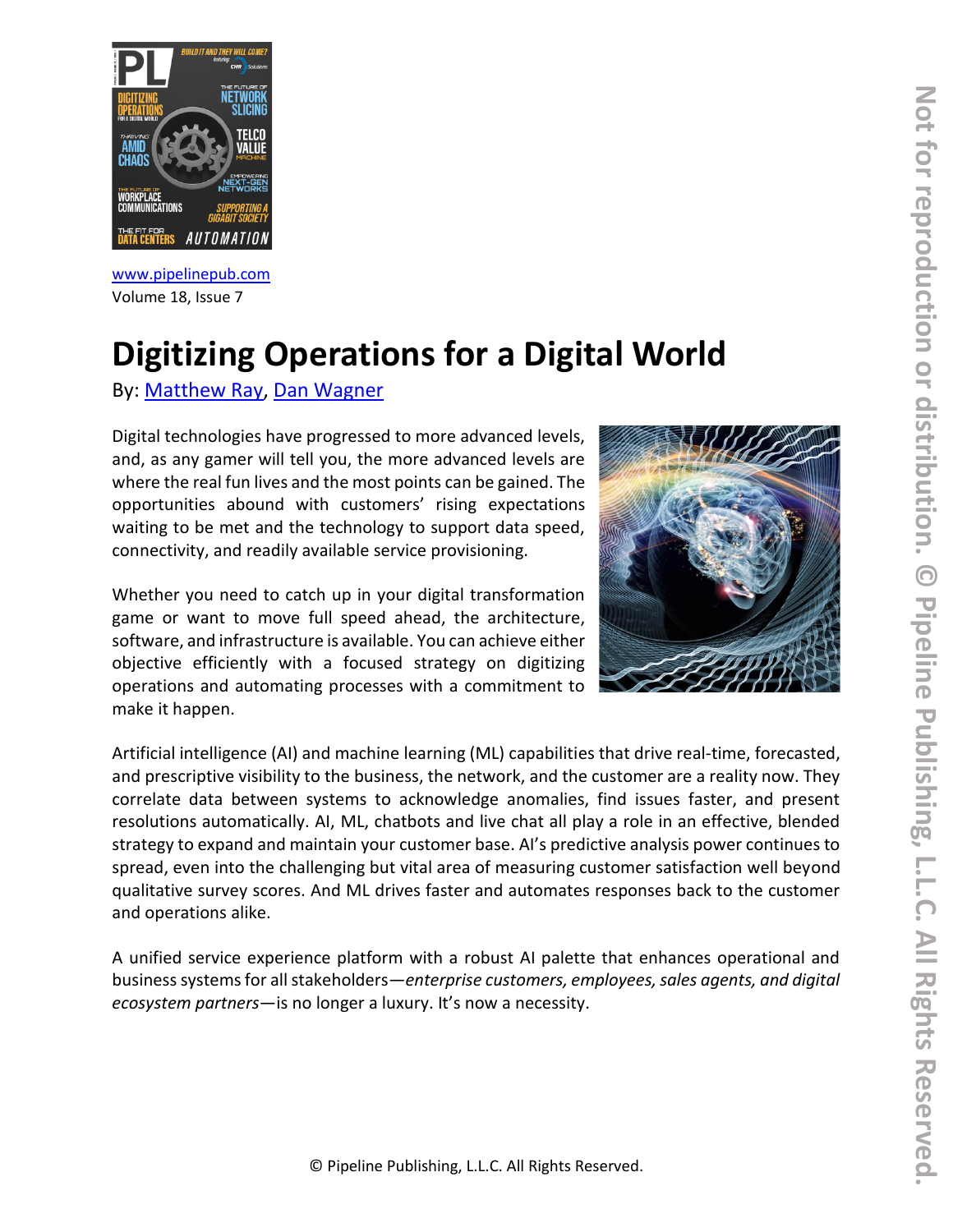www.pipelinepub.com
Volume 18, Issue 7

# Digitizing Operations for a Digital World

By: Matthew Ray, Dan Wagner

Digital technologies have progressed to more advanced levels, and, as any gamer will tell you, the more advanced levels are where the real fun lives and the most points can be gained. The opportunities abound with customers' rising expectations waiting to be met and the technology to support data speed, connectivity, and readily available service provisioning.

Whether you need to catch up in your digital transformation game or want to move full speed ahead, the architecture, software, and infrastructure is available. You can achieve either objective efficiently with a focused strategy on digitizing operations and automating processes with a commitment to make it happen.

Artificial intelligence (AI) and machine learning (ML) capabilities that drive real-time, forecasted, and prescriptive visibility to the business, the network, and the customer are a reality now. They correlate data between systems to acknowledge anomalies, find issues faster, and present resolutions automatically. AI, ML, chatbots and live chat all play a role in an effective, blended strategy to expand and maintain your customer base. AI's predictive analysis power continues to spread, even into the challenging but vital area of measuring customer satisfaction well beyond qualitative survey scores. And ML drives faster and automates responses back to the customer and operations alike.

A unified service experience platform with a robust AI palette that enhances operational and business systems for all stakeholders—*enterprise customers, employees, sales agents, and digital ecosystem partners*—is no longer a luxury. It's now a necessity.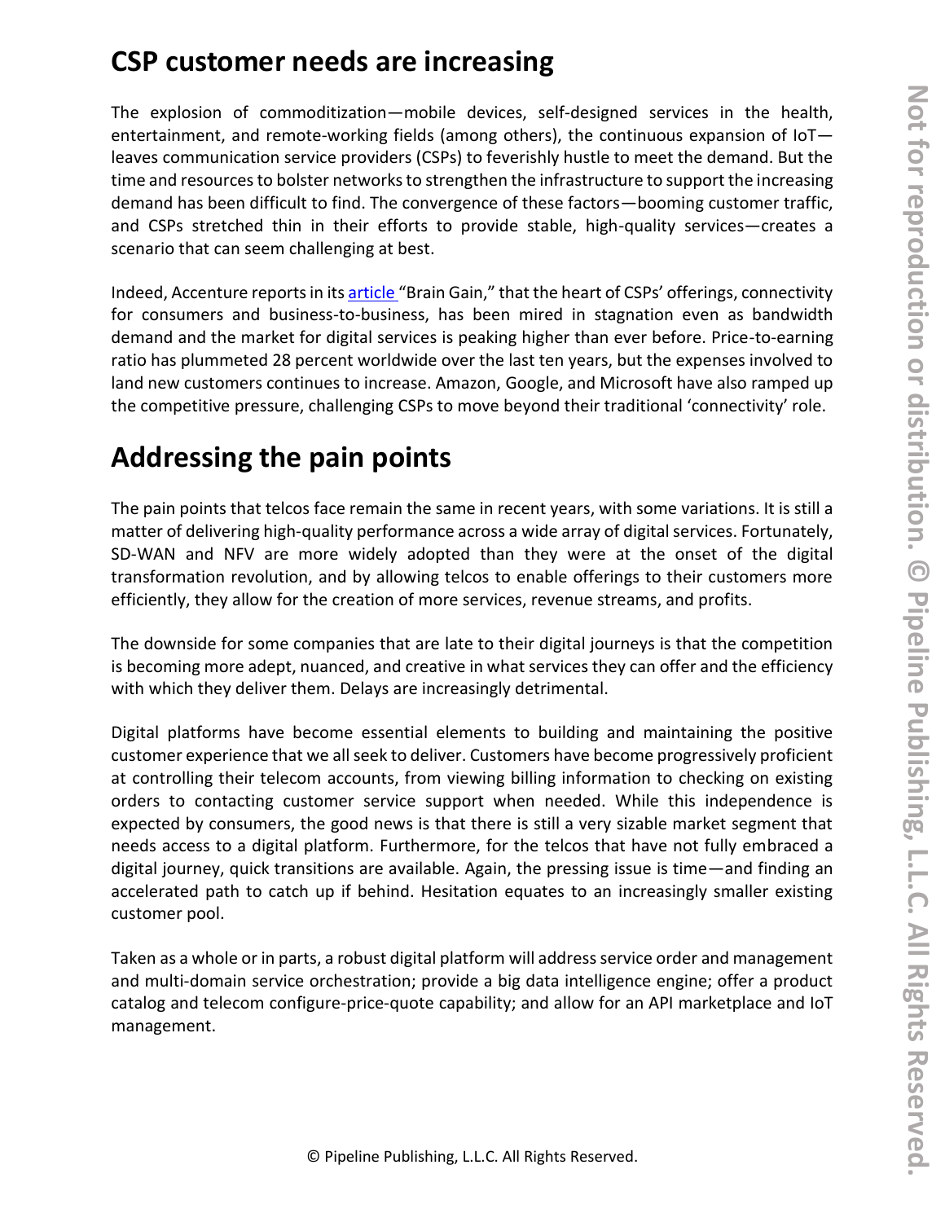## CSP customer needs are increasing

The explosion of commoditization—mobile devices, self-designed services in the health, entertainment, and remote-working fields (among others), the continuous expansion of IoT—leaves communication service providers (CSPs) to feverishly hustle to meet the demand. But the time and resources to bolster networks to strengthen the infrastructure to support the increasing demand has been difficult to find. The convergence of these factors—booming customer traffic, and CSPs stretched thin in their efforts to provide stable, high-quality services—creates a scenario that can seem challenging at best.

Indeed, Accenture reports in its article "Brain Gain," that the heart of CSPs' offerings, connectivity for consumers and business-to-business, has been mired in stagnation even as bandwidth demand and the market for digital services is peaking higher than ever before. Price-to-earning ratio has plummeted 28 percent worldwide over the last ten years, but the expenses involved to land new customers continues to increase. Amazon, Google, and Microsoft have also ramped up the competitive pressure, challenging CSPs to move beyond their traditional 'connectivity' role.

## Addressing the pain points

The pain points that telcos face remain the same in recent years, with some variations. It is still a matter of delivering high-quality performance across a wide array of digital services. Fortunately, SD-WAN and NFV are more widely adopted than they were at the onset of the digital transformation revolution, and by allowing telcos to enable offerings to their customers more efficiently, they allow for the creation of more services, revenue streams, and profits.

The downside for some companies that are late to their digital journeys is that the competition is becoming more adept, nuanced, and creative in what services they can offer and the efficiency with which they deliver them. Delays are increasingly detrimental.

Digital platforms have become essential elements to building and maintaining the positive customer experience that we all seek to deliver. Customers have become progressively proficient at controlling their telecom accounts, from viewing billing information to checking on existing orders to contacting customer service support when needed. While this independence is expected by consumers, the good news is that there is still a very sizable market segment that needs access to a digital platform. Furthermore, for the telcos that have not fully embraced a digital journey, quick transitions are available. Again, the pressing issue is time—and finding an accelerated path to catch up if behind. Hesitation equates to an increasingly smaller existing customer pool.

Taken as a whole or in parts, a robust digital platform will address service order and management and multi-domain service orchestration; provide a big data intelligence engine; offer a product catalog and telecom configure-price-quote capability; and allow for an API marketplace and IoT management.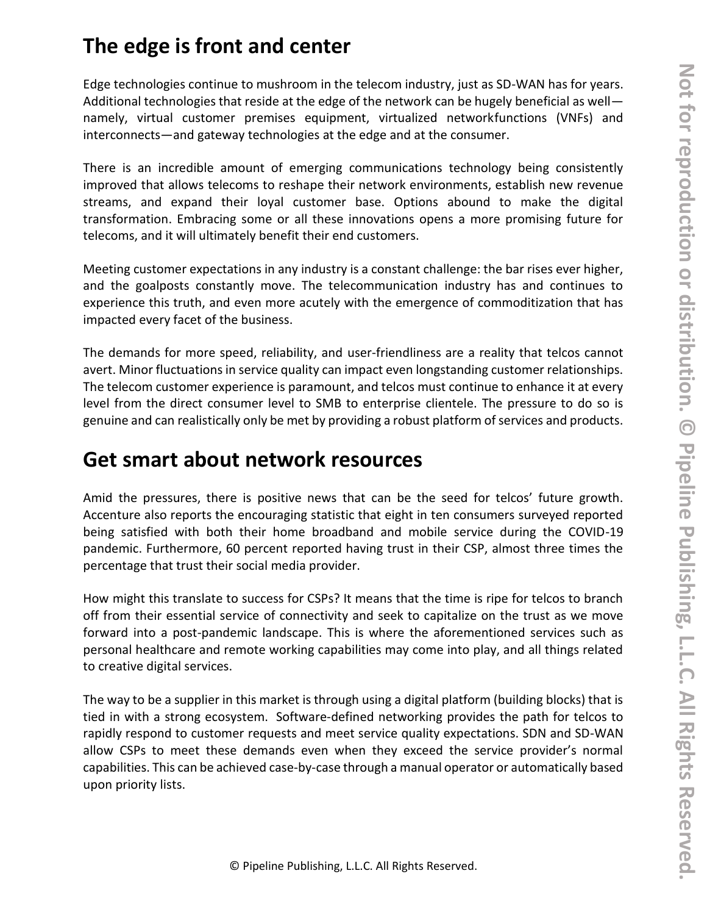## The edge is front and center

Edge technologies continue to mushroom in the telecom industry, just as SD-WAN has for years. Additional technologies that reside at the edge of the network can be hugely beneficial as well—namely, virtual customer premises equipment, virtualized networkfunctions (VNFs) and interconnects—and gateway technologies at the edge and at the consumer.

There is an incredible amount of emerging communications technology being consistently improved that allows telecoms to reshape their network environments, establish new revenue streams, and expand their loyal customer base. Options abound to make the digital transformation. Embracing some or all these innovations opens a more promising future for telecoms, and it will ultimately benefit their end customers.

Meeting customer expectations in any industry is a constant challenge: the bar rises ever higher, and the goalposts constantly move. The telecommunication industry has and continues to experience this truth, and even more acutely with the emergence of commoditization that has impacted every facet of the business.

The demands for more speed, reliability, and user-friendliness are a reality that telcos cannot avert. Minor fluctuations in service quality can impact even longstanding customer relationships. The telecom customer experience is paramount, and telcos must continue to enhance it at every level from the direct consumer level to SMB to enterprise clientele. The pressure to do so is genuine and can realistically only be met by providing a robust platform of services and products.

## Get smart about network resources

Amid the pressures, there is positive news that can be the seed for telcos' future growth. Accenture also reports the encouraging statistic that eight in ten consumers surveyed reported being satisfied with both their home broadband and mobile service during the COVID-19 pandemic. Furthermore, 60 percent reported having trust in their CSP, almost three times the percentage that trust their social media provider.

How might this translate to success for CSPs? It means that the time is ripe for telcos to branch off from their essential service of connectivity and seek to capitalize on the trust as we move forward into a post-pandemic landscape. This is where the aforementioned services such as personal healthcare and remote working capabilities may come into play, and all things related to creative digital services.

The way to be a supplier in this market is through using a digital platform (building blocks) that is tied in with a strong ecosystem. Software-defined networking provides the path for telcos to rapidly respond to customer requests and meet service quality expectations. SDN and SD-WAN allow CSPs to meet these demands even when they exceed the service provider's normal capabilities. This can be achieved case-by-case through a manual operator or automatically based upon priority lists.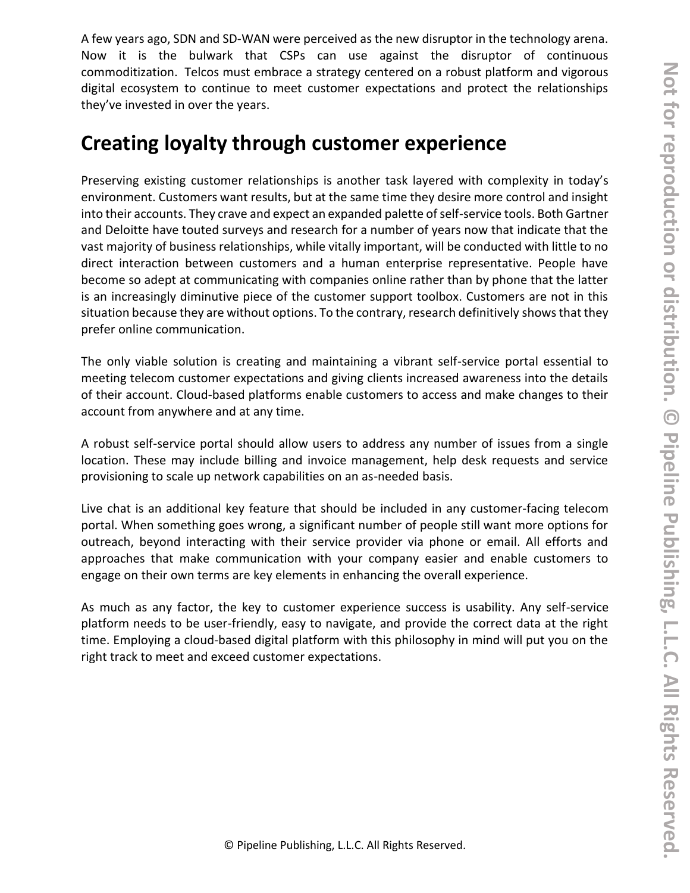A few years ago, SDN and SD-WAN were perceived as the new disruptor in the technology arena. Now it is the bulwark that CSPs can use against the disruptor of continuous commoditization. Telcos must embrace a strategy centered on a robust platform and vigorous digital ecosystem to continue to meet customer expectations and protect the relationships they've invested in over the years.

## Creating loyalty through customer experience

Preserving existing customer relationships is another task layered with complexity in today's environment. Customers want results, but at the same time they desire more control and insight into their accounts. They crave and expect an expanded palette of self-service tools. Both Gartner and Deloitte have touted surveys and research for a number of years now that indicate that the vast majority of business relationships, while vitally important, will be conducted with little to no direct interaction between customers and a human enterprise representative. People have become so adept at communicating with companies online rather than by phone that the latter is an increasingly diminutive piece of the customer support toolbox. Customers are not in this situation because they are without options. To the contrary, research definitively shows that they prefer online communication.

The only viable solution is creating and maintaining a vibrant self-service portal essential to meeting telecom customer expectations and giving clients increased awareness into the details of their account. Cloud-based platforms enable customers to access and make changes to their account from anywhere and at any time.

A robust self-service portal should allow users to address any number of issues from a single location. These may include billing and invoice management, help desk requests and service provisioning to scale up network capabilities on an as-needed basis.

Live chat is an additional key feature that should be included in any customer-facing telecom portal. When something goes wrong, a significant number of people still want more options for outreach, beyond interacting with their service provider via phone or email. All efforts and approaches that make communication with your company easier and enable customers to engage on their own terms are key elements in enhancing the overall experience.

As much as any factor, the key to customer experience success is usability. Any self-service platform needs to be user-friendly, easy to navigate, and provide the correct data at the right time. Employing a cloud-based digital platform with this philosophy in mind will put you on the right track to meet and exceed customer expectations.